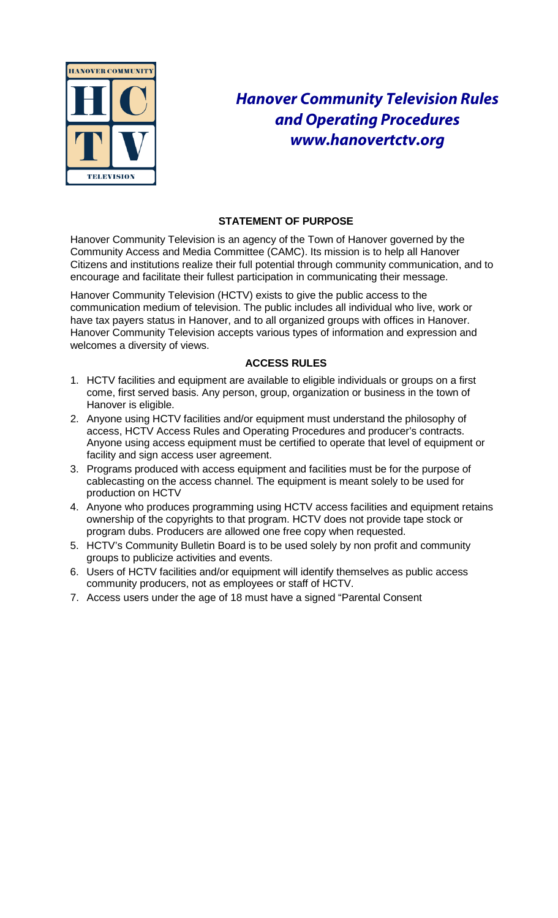# Hanover Community Television Rules and Operating Procedures

***www.hanovertctv.org***

### STATEMENT OF PURPOSE

Hanover Community Television is an agency of the Town of Hanover governed by the Community Access and Media Committee (CAMC). Its mission is to help all Hanover Citizens and institutions realize their full potential through community communication, and to encourage and facilitate their fullest participation in communicating their message.

Hanover Community Television (HCTV) exists to give the public access to the communication medium of television. The public includes all individual who live, work or have tax payers status in Hanover, and to all organized groups with offices in Hanover. Hanover Community Television accepts various types of information and expression and welcomes a diversity of views.

### ACCESS RULES

1. HCTV facilities and equipment are available to eligible individuals or groups on a first come, first served basis. Any person, group, organization or business in the town of Hanover is eligible.
2. Anyone using HCTV facilities and/or equipment must understand the philosophy of access, HCTV Access Rules and Operating Procedures and producer's contracts. Anyone using access equipment must be certified to operate that level of equipment or facility and sign access user agreement.
3. Programs produced with access equipment and facilities must be for the purpose of cablecasting on the access channel. The equipment is meant solely to be used for production on HCTV
4. Anyone who produces programming using HCTV access facilities and equipment retains ownership of the copyrights to that program. HCTV does not provide tape stock or program dubs. Producers are allowed one free copy when requested.
5. HCTV's Community Bulletin Board is to be used solely by non profit and community groups to publicize activities and events.
6. Users of HCTV facilities and/or equipment will identify themselves as public access community producers, not as employees or staff of HCTV.
7. Access users under the age of 18 must have a signed "Parental Consent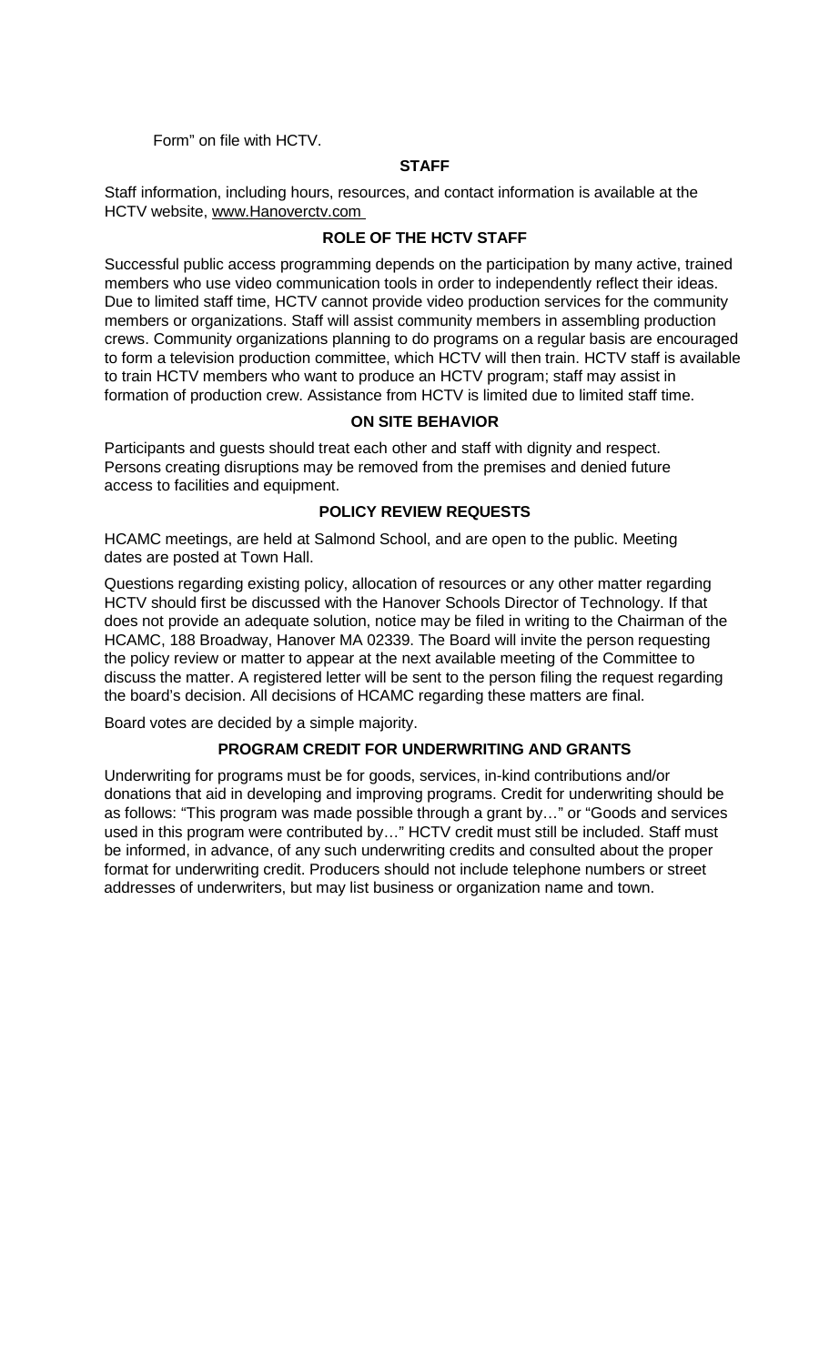Form" on file with HCTV.

## STAFF

Staff information, including hours, resources, and contact information is available at the HCTV website, www.Hanoverctv.com

## ROLE OF THE HCTV STAFF

Successful public access programming depends on the participation by many active, trained members who use video communication tools in order to independently reflect their ideas. Due to limited staff time, HCTV cannot provide video production services for the community members or organizations. Staff will assist community members in assembling production crews. Community organizations planning to do programs on a regular basis are encouraged to form a television production committee, which HCTV will then train. HCTV staff is available to train HCTV members who want to produce an HCTV program; staff may assist in formation of production crew. Assistance from HCTV is limited due to limited staff time.

## ON SITE BEHAVIOR

Participants and guests should treat each other and staff with dignity and respect. Persons creating disruptions may be removed from the premises and denied future access to facilities and equipment.

## POLICY REVIEW REQUESTS

HCAMC meetings, are held at Salmond School, and are open to the public. Meeting dates are posted at Town Hall.

Questions regarding existing policy, allocation of resources or any other matter regarding HCTV should first be discussed with the Hanover Schools Director of Technology. If that does not provide an adequate solution, notice may be filed in writing to the Chairman of the HCAMC, 188 Broadway, Hanover MA 02339. The Board will invite the person requesting the policy review or matter to appear at the next available meeting of the Committee to discuss the matter. A registered letter will be sent to the person filing the request regarding the board's decision. All decisions of HCAMC regarding these matters are final.

Board votes are decided by a simple majority.

## PROGRAM CREDIT FOR UNDERWRITING AND GRANTS

Underwriting for programs must be for goods, services, in-kind contributions and/or donations that aid in developing and improving programs. Credit for underwriting should be as follows: "This program was made possible through a grant by…" or "Goods and services used in this program were contributed by…" HCTV credit must still be included. Staff must be informed, in advance, of any such underwriting credits and consulted about the proper format for underwriting credit. Producers should not include telephone numbers or street addresses of underwriters, but may list business or organization name and town.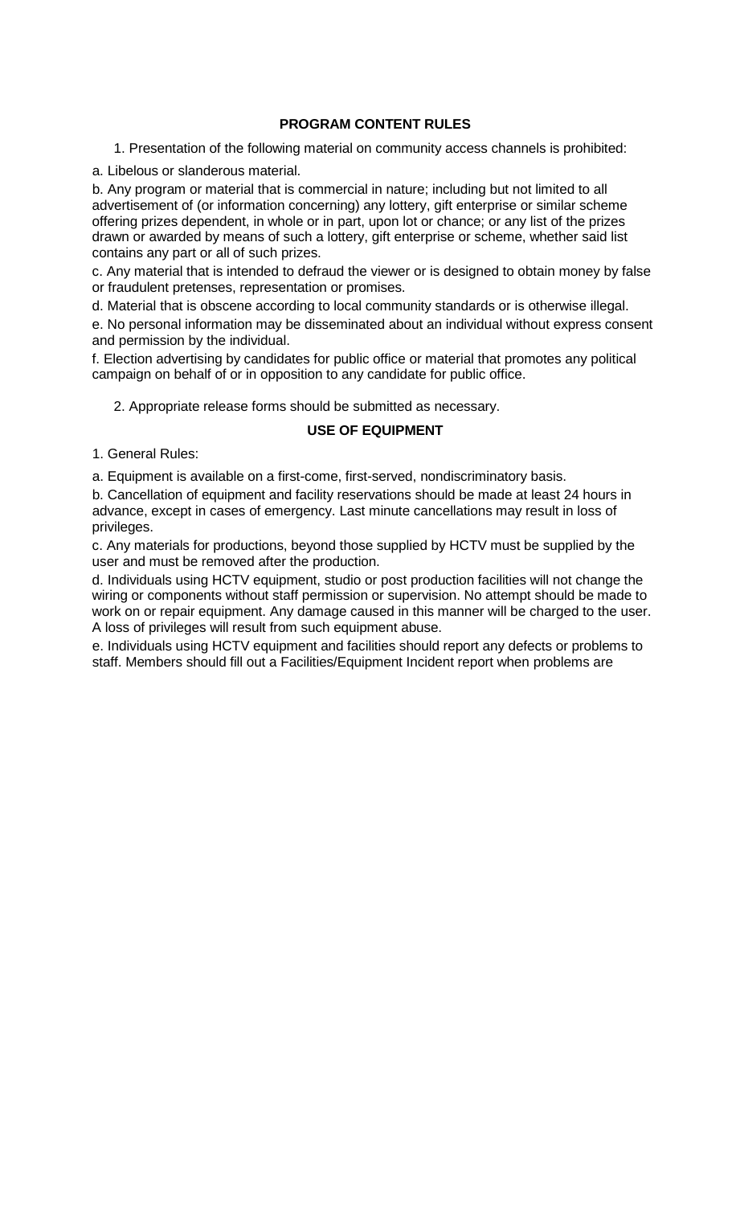## PROGRAM CONTENT RULES

1. Presentation of the following material on community access channels is prohibited:

a. Libelous or slanderous material.

b. Any program or material that is commercial in nature; including but not limited to all advertisement of (or information concerning) any lottery, gift enterprise or similar scheme offering prizes dependent, in whole or in part, upon lot or chance; or any list of the prizes drawn or awarded by means of such a lottery, gift enterprise or scheme, whether said list contains any part or all of such prizes.

c. Any material that is intended to defraud the viewer or is designed to obtain money by false or fraudulent pretenses, representation or promises.

d. Material that is obscene according to local community standards or is otherwise illegal.

e. No personal information may be disseminated about an individual without express consent and permission by the individual.

f. Election advertising by candidates for public office or material that promotes any political campaign on behalf of or in opposition to any candidate for public office.

2. Appropriate release forms should be submitted as necessary.

## USE OF EQUIPMENT

1. General Rules:

a. Equipment is available on a first-come, first-served, nondiscriminatory basis.

b. Cancellation of equipment and facility reservations should be made at least 24 hours in advance, except in cases of emergency. Last minute cancellations may result in loss of privileges.

c. Any materials for productions, beyond those supplied by HCTV must be supplied by the user and must be removed after the production.

d. Individuals using HCTV equipment, studio or post production facilities will not change the wiring or components without staff permission or supervision. No attempt should be made to work on or repair equipment. Any damage caused in this manner will be charged to the user. A loss of privileges will result from such equipment abuse.

e. Individuals using HCTV equipment and facilities should report any defects or problems to staff. Members should fill out a Facilities/Equipment Incident report when problems are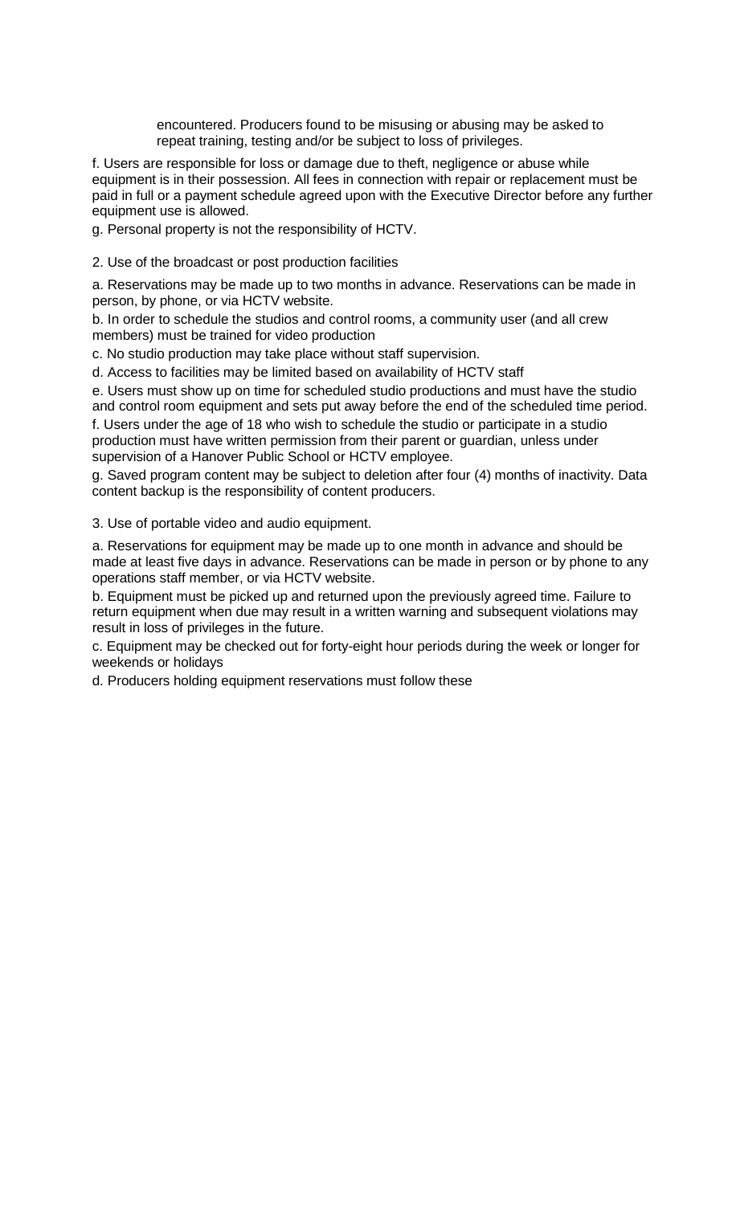encountered. Producers found to be misusing or abusing may be asked to repeat training, testing and/or be subject to loss of privileges.

f. Users are responsible for loss or damage due to theft, negligence or abuse while equipment is in their possession. All fees in connection with repair or replacement must be paid in full or a payment schedule agreed upon with the Executive Director before any further equipment use is allowed.

g. Personal property is not the responsibility of HCTV.

2. Use of the broadcast or post production facilities

a. Reservations may be made up to two months in advance. Reservations can be made in person, by phone, or via HCTV website.

b. In order to schedule the studios and control rooms, a community user (and all crew members) must be trained for video production

c. No studio production may take place without staff supervision.

d. Access to facilities may be limited based on availability of HCTV staff

e. Users must show up on time for scheduled studio productions and must have the studio and control room equipment and sets put away before the end of the scheduled time period.

f. Users under the age of 18 who wish to schedule the studio or participate in a studio production must have written permission from their parent or guardian, unless under supervision of a Hanover Public School or HCTV employee.

g. Saved program content may be subject to deletion after four (4) months of inactivity. Data content backup is the responsibility of content producers.

3. Use of portable video and audio equipment.

a. Reservations for equipment may be made up to one month in advance and should be made at least five days in advance. Reservations can be made in person or by phone to any operations staff member, or via HCTV website.

b. Equipment must be picked up and returned upon the previously agreed time. Failure to return equipment when due may result in a written warning and subsequent violations may result in loss of privileges in the future.

c. Equipment may be checked out for forty-eight hour periods during the week or longer for weekends or holidays

d. Producers holding equipment reservations must follow these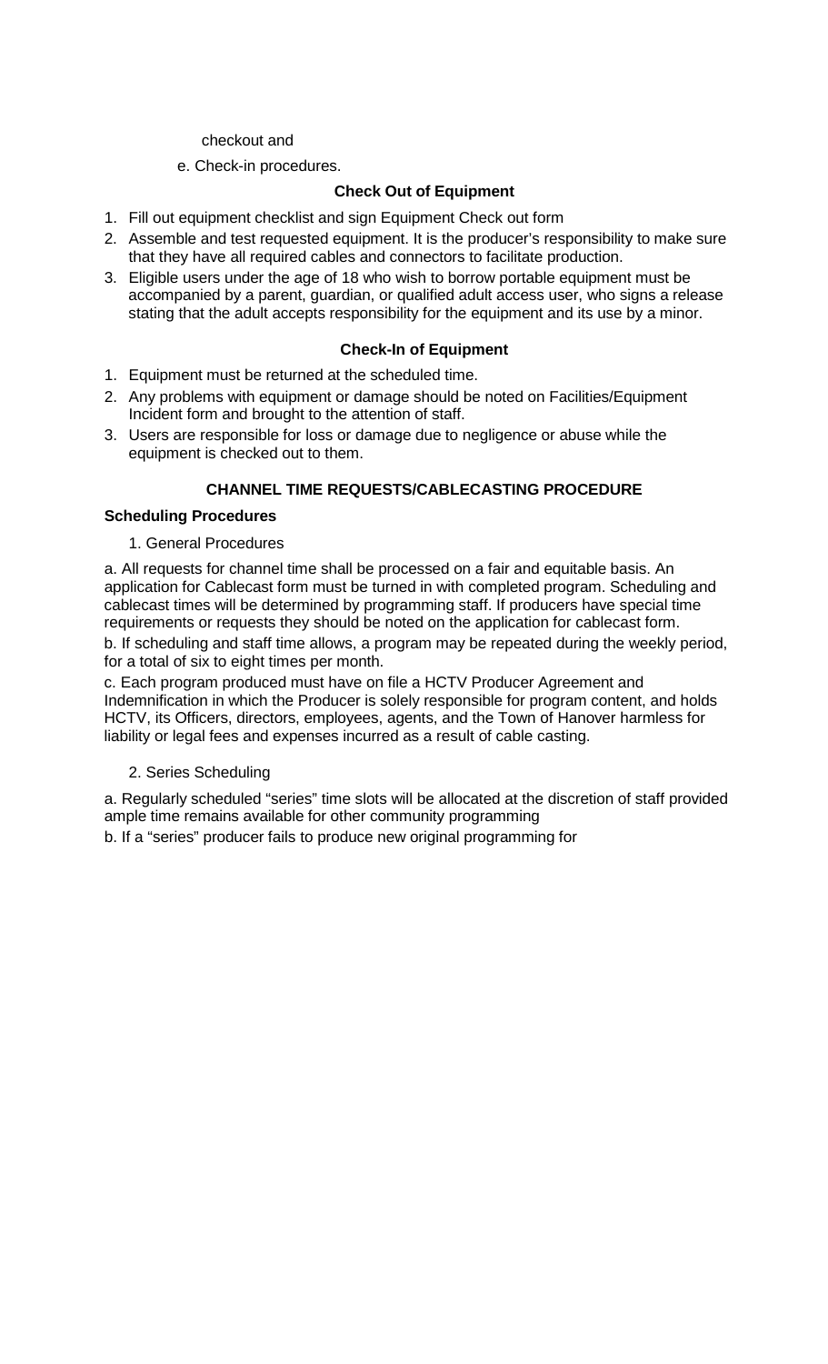checkout and

e. Check-in procedures.

**Check Out of Equipment**

1. Fill out equipment checklist and sign Equipment Check out form
2. Assemble and test requested equipment. It is the producer's responsibility to make sure that they have all required cables and connectors to facilitate production.
3. Eligible users under the age of 18 who wish to borrow portable equipment must be accompanied by a parent, guardian, or qualified adult access user, who signs a release stating that the adult accepts responsibility for the equipment and its use by a minor.

**Check-In of Equipment**

1. Equipment must be returned at the scheduled time.
2. Any problems with equipment or damage should be noted on Facilities/Equipment Incident form and brought to the attention of staff.
3. Users are responsible for loss or damage due to negligence or abuse while the equipment is checked out to them.

## CHANNEL TIME REQUESTS/CABLECASTING PROCEDURE

**Scheduling Procedures**

1. General Procedures

a. All requests for channel time shall be processed on a fair and equitable basis. An application for Cablecast form must be turned in with completed program. Scheduling and cablecast times will be determined by programming staff. If producers have special time requirements or requests they should be noted on the application for cablecast form.

b. If scheduling and staff time allows, a program may be repeated during the weekly period, for a total of six to eight times per month.

c. Each program produced must have on file a HCTV Producer Agreement and Indemnification in which the Producer is solely responsible for program content, and holds HCTV, its Officers, directors, employees, agents, and the Town of Hanover harmless for liability or legal fees and expenses incurred as a result of cable casting.

2. Series Scheduling

a. Regularly scheduled "series" time slots will be allocated at the discretion of staff provided ample time remains available for other community programming

b. If a "series" producer fails to produce new original programming for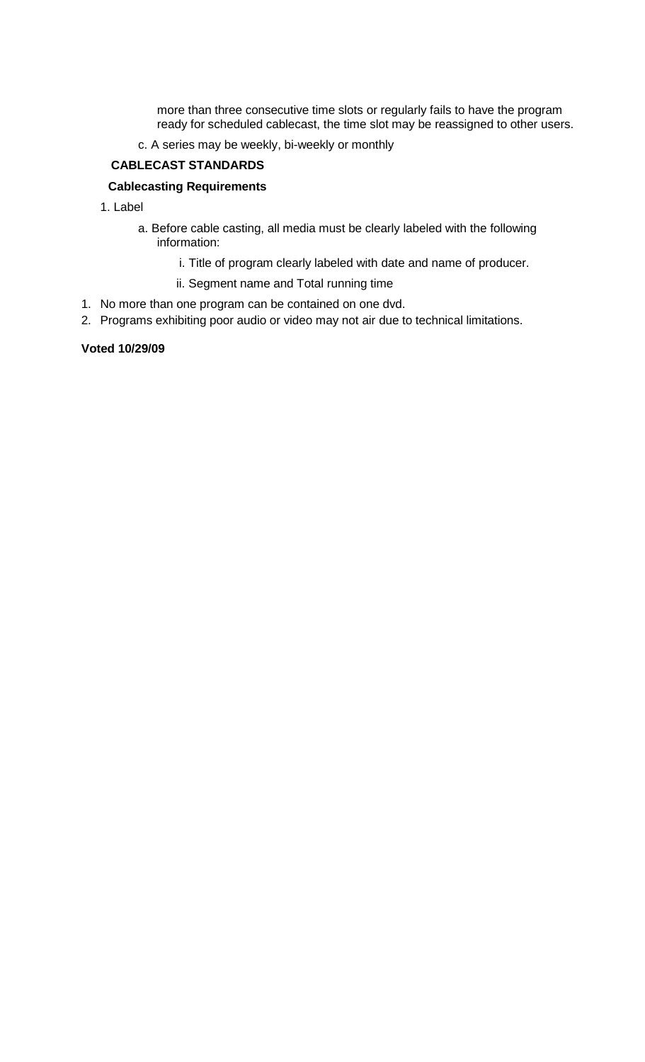more than three consecutive time slots or regularly fails to have the program ready for scheduled cablecast, the time slot may be reassigned to other users.

c. A series may be weekly, bi-weekly or monthly

## CABLECAST STANDARDS

### Cablecasting Requirements

1. Label
    a. Before cable casting, all media must be clearly labeled with the following information:
        i. Title of program clearly labeled with date and name of producer.
        ii. Segment name and Total running time

1. No more than one program can be contained on one dvd.
2. Programs exhibiting poor audio or video may not air due to technical limitations.

**Voted 10/29/09**